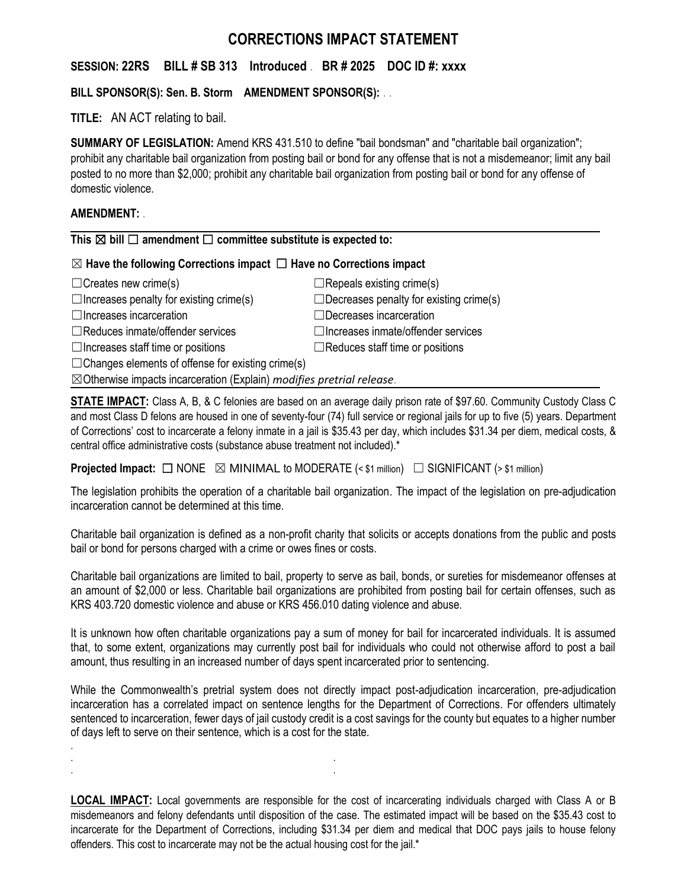# CORRECTIONS IMPACT STATEMENT

**SESSION: 22RS BILL # SB 313 Introduced . BR # 2025 DOC ID #: xxxx**

**BILL SPONSOR(S): Sen. B. Storm AMENDMENT SPONSOR(S):** . .

**TITLE:** AN ACT relating to bail.

**SUMMARY OF LEGISLATION:** Amend KRS 431.510 to define "bail bondsman" and "charitable bail organization"; prohibit any charitable bail organization from posting bail or bond for any offense that is not a misdemeanor; limit any bail posted to no more than $2,000; prohibit any charitable bail organization from posting bail or bond for any offense of domestic violence.

**AMENDMENT:** .

---

**This ☒ bill ☐ amendment ☐ committee substitute is expected to:**

**☒ Have the following Corrections impact ☐ Have no Corrections impact**

| | |
|---|---|
| ☐Creates new crime(s) | ☐Repeals existing crime(s) |
| ☐Increases penalty for existing crime(s) | ☐Decreases penalty for existing crime(s) |
| ☐Increases incarceration | ☐Decreases incarceration |
| ☐Reduces inmate/offender services | ☐Increases inmate/offender services |
| ☐Increases staff time or positions | ☐Reduces staff time or positions |
| ☐Changes elements of offense for existing crime(s) | |

☒Otherwise impacts incarceration (Explain) *modifies pretrial release*.

---

**STATE IMPACT:** Class A, B, & C felonies are based on an average daily prison rate of $97.60. Community Custody Class C and most Class D felons are housed in one of seventy-four (74) full service or regional jails for up to five (5) years. Department of Corrections' cost to incarcerate a felony inmate in a jail is $35.43 per day, which includes $31.34 per diem, medical costs, & central office administrative costs (substance abuse treatment not included).*

**Projected Impact:** ☐ NONE ☒ MINIMAL to MODERATE (< $1 million) ☐ SIGNIFICANT (> $1 million)

The legislation prohibits the operation of a charitable bail organization. The impact of the legislation on pre-adjudication incarceration cannot be determined at this time.

Charitable bail organization is defined as a non-profit charity that solicits or accepts donations from the public and posts bail or bond for persons charged with a crime or owes fines or costs.

Charitable bail organizations are limited to bail, property to serve as bail, bonds, or sureties for misdemeanor offenses at an amount of $2,000 or less. Charitable bail organizations are prohibited from posting bail for certain offenses, such as KRS 403.720 domestic violence and abuse or KRS 456.010 dating violence and abuse.

It is unknown how often charitable organizations pay a sum of money for bail for incarcerated individuals. It is assumed that, to some extent, organizations may currently post bail for individuals who could not otherwise afford to post a bail amount, thus resulting in an increased number of days spent incarcerated prior to sentencing.

While the Commonwealth's pretrial system does not directly impact post-adjudication incarceration, pre-adjudication incarceration has a correlated impact on sentence lengths for the Department of Corrections. For offenders ultimately sentenced to incarceration, fewer days of jail custody credit is a cost savings for the county but equates to a higher number of days left to serve on their sentence, which is a cost for the state.

**LOCAL IMPACT:** Local governments are responsible for the cost of incarcerating individuals charged with Class A or B misdemeanors and felony defendants until disposition of the case. The estimated impact will be based on the $35.43 cost to incarcerate for the Department of Corrections, including $31.34 per diem and medical that DOC pays jails to house felony offenders. This cost to incarcerate may not be the actual housing cost for the jail.*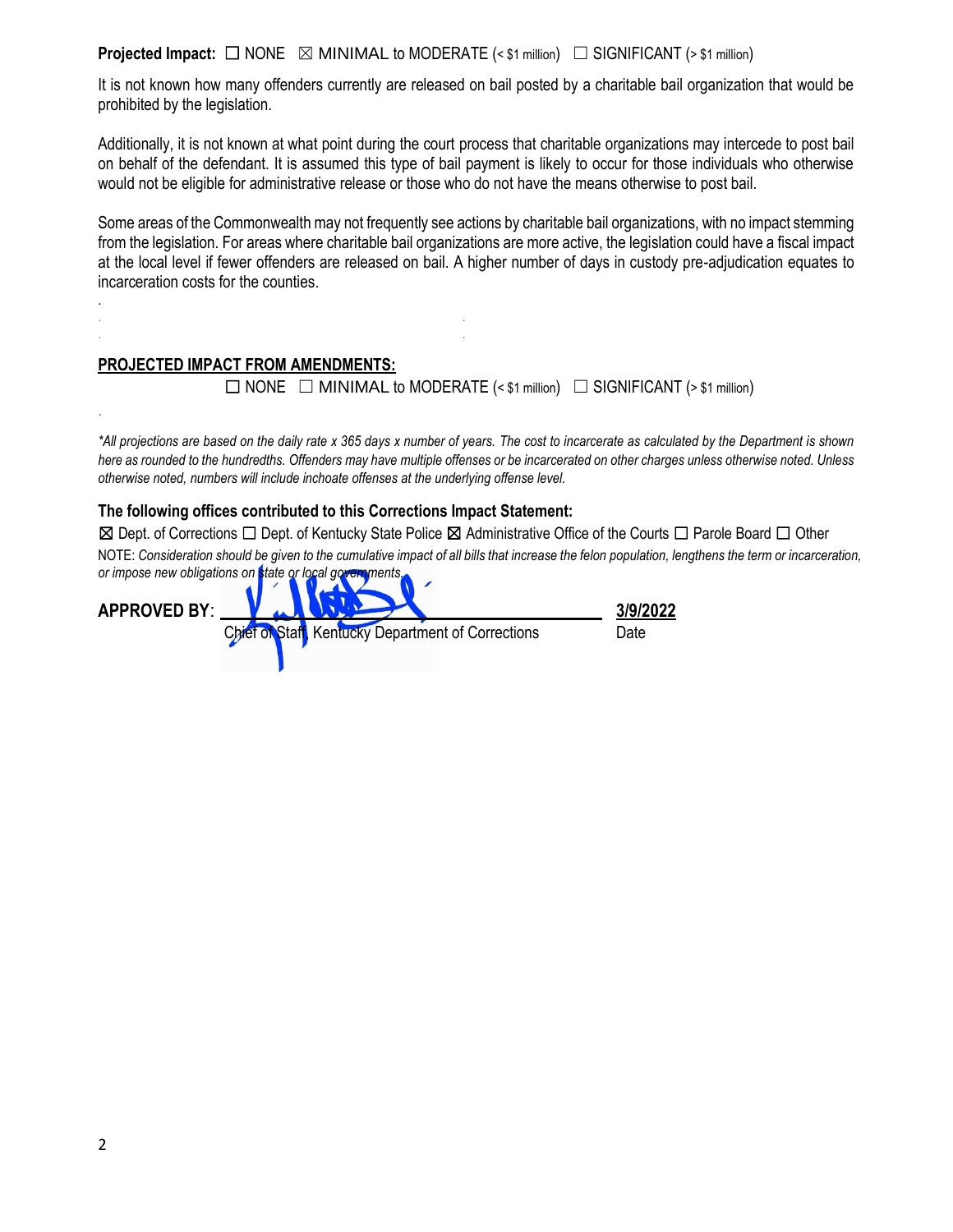**Projected Impact:** ☐ NONE ☒ MINIMAL to MODERATE (< $1 million) ☐ SIGNIFICANT (> $1 million)

It is not known how many offenders currently are released on bail posted by a charitable bail organization that would be prohibited by the legislation.

Additionally, it is not known at what point during the court process that charitable organizations may intercede to post bail on behalf of the defendant. It is assumed this type of bail payment is likely to occur for those individuals who otherwise would not be eligible for administrative release or those who do not have the means otherwise to post bail.

Some areas of the Commonwealth may not frequently see actions by charitable bail organizations, with no impact stemming from the legislation. For areas where charitable bail organizations are more active, the legislation could have a fiscal impact at the local level if fewer offenders are released on bail. A higher number of days in custody pre-adjudication equates to incarceration costs for the counties.

**PROJECTED IMPACT FROM AMENDMENTS:**

☐ NONE ☐ MINIMAL to MODERATE (< $1 million) ☐ SIGNIFICANT (> $1 million)

*\*All projections are based on the daily rate x 365 days x number of years. The cost to incarcerate as calculated by the Department is shown here as rounded to the hundredths. Offenders may have multiple offenses or be incarcerated on other charges unless otherwise noted. Unless otherwise noted, numbers will include inchoate offenses at the underlying offense level.*

**The following offices contributed to this Corrections Impact Statement:**

☒ Dept. of Corrections ☐ Dept. of Kentucky State Police ☒ Administrative Office of the Courts ☐ Parole Board ☐ Other

NOTE: *Consideration should be given to the cumulative impact of all bills that increase the felon population, lengthens the term or incarceration, or impose new obligations on state or local governments.*

**APPROVED BY**: \_\_\_\_\_\_\_\_\_\_\_\_\_\_\_\_\_\_\_\_\_\_\_\_\_\_\_\_\_\_ **3/9/2022**

Chief of Staff, Kentucky Department of Corrections Date